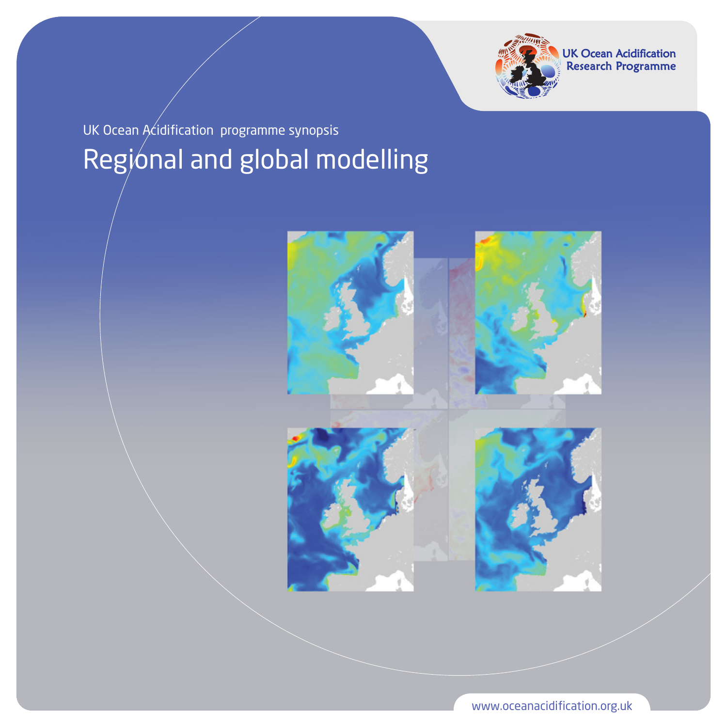UK Ocean Acidification Research Programme

UK Ocean Acidification programme synopsis

# Regional and global modelling

www.oceanacidification.org.uk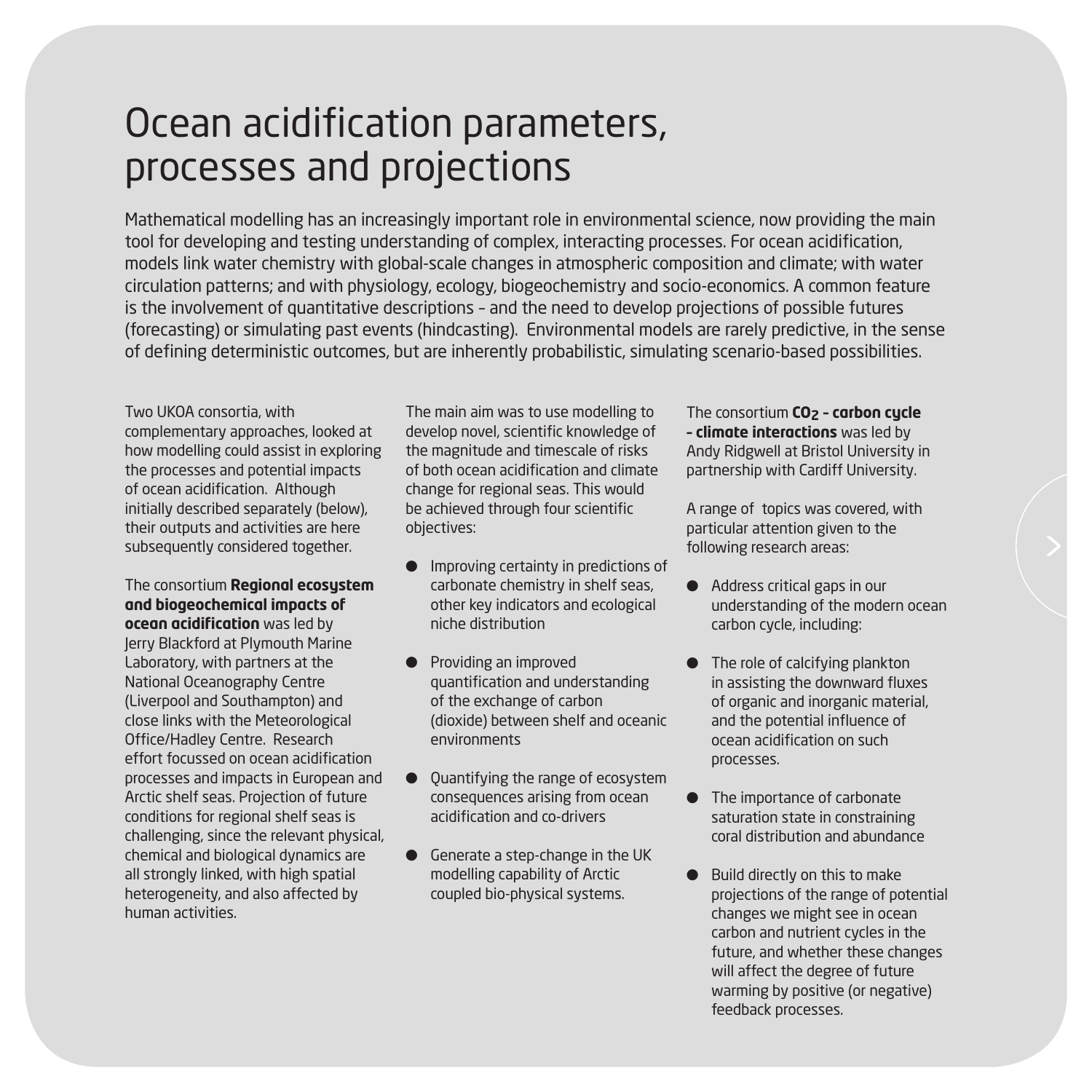# Ocean acidification parameters, processes and projections

Mathematical modelling has an increasingly important role in environmental science, now providing the main tool for developing and testing understanding of complex, interacting processes. For ocean acidification, models link water chemistry with global-scale changes in atmospheric composition and climate; with water circulation patterns; and with physiology, ecology, biogeochemistry and socio-economics. A common feature is the involvement of quantitative descriptions – and the need to develop projections of possible futures (forecasting) or simulating past events (hindcasting). Environmental models are rarely predictive, in the sense of defining deterministic outcomes, but are inherently probabilistic, simulating scenario-based possibilities.

Two UKOA consortia, with complementary approaches, looked at how modelling could assist in exploring the processes and potential impacts of ocean acidification. Although initially described separately (below), their outputs and activities are here subsequently considered together.

The consortium **Regional ecosystem and biogeochemical impacts of ocean acidification** was led by Jerry Blackford at Plymouth Marine Laboratory, with partners at the National Oceanography Centre (Liverpool and Southampton) and close links with the Meteorological Office/Hadley Centre. Research effort focussed on ocean acidification processes and impacts in European and Arctic shelf seas. Projection of future conditions for regional shelf seas is challenging, since the relevant physical, chemical and biological dynamics are all strongly linked, with high spatial heterogeneity, and also affected by human activities.

The main aim was to use modelling to develop novel, scientific knowledge of the magnitude and timescale of risks of both ocean acidification and climate change for regional seas. This would be achieved through four scientific objectives:

- Improving certainty in predictions of carbonate chemistry in shelf seas, other key indicators and ecological niche distribution
- Providing an improved quantification and understanding of the exchange of carbon (dioxide) between shelf and oceanic environments
- Quantifying the range of ecosystem consequences arising from ocean acidification and co-drivers
- Generate a step-change in the UK modelling capability of Arctic coupled bio-physical systems.

The consortium **$CO_2$ – carbon cycle – climate interactions** was led by Andy Ridgwell at Bristol University in partnership with Cardiff University.

A range of topics was covered, with particular attention given to the following research areas:

- Address critical gaps in our understanding of the modern ocean carbon cycle, including:
- The role of calcifying plankton in assisting the downward fluxes of organic and inorganic material, and the potential influence of ocean acidification on such processes.
- The importance of carbonate saturation state in constraining coral distribution and abundance
- Build directly on this to make projections of the range of potential changes we might see in ocean carbon and nutrient cycles in the future, and whether these changes will affect the degree of future warming by positive (or negative) feedback processes.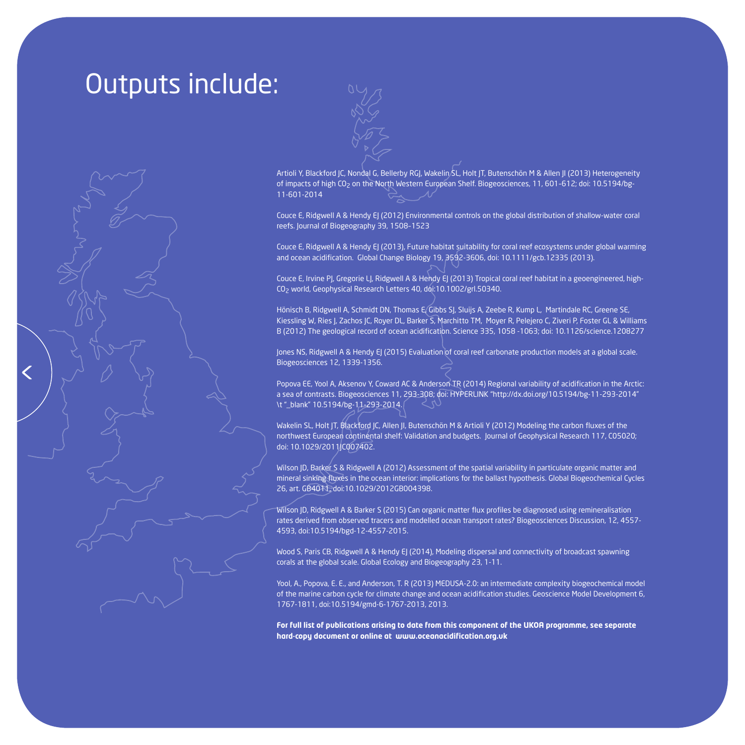# Outputs include:

Artioli Y, Blackford JC, Nondal G, Bellerby RGJ, Wakelin SL, Holt JT, Butenschön M & Allen JI (2013) Heterogeneity of impacts of high $CO_2$ on the North Western European Shelf. Biogeosciences, 11, 601-612; doi: 10.5194/bg-11-601-2014

Couce E, Ridgwell A & Hendy EJ (2012) Environmental controls on the global distribution of shallow-water coral reefs. Journal of Biogeography 39, 1508–1523

Couce E, Ridgwell A & Hendy EJ (2013), Future habitat suitability for coral reef ecosystems under global warming and ocean acidification. Global Change Biology 19, 3592-3606, doi: 10.1111/gcb.12335 (2013).

Couce E, Irvine PJ, Gregorie LJ, Ridgwell A & Hendy EJ (2013) Tropical coral reef habitat in a geoengineered, high-$CO_2$ world, Geophysical Research Letters 40, doi:10.1002/grl.50340.

Hönisch B, Ridgwell A, Schmidt DN, Thomas E, Gibbs SJ, Sluijs A, Zeebe R, Kump L, Martindale RC, Greene SE, Kiessling W, Ries J, Zachos JC, Royer DL, Barker S, Marchitto TM, Moyer R, Pelejero C, Ziveri P, Foster GL & Williams B (2012) The geological record of ocean acidification. Science 335, 1058 -1063; doi: 10.1126/science.1208277

Jones NS, Ridgwell A & Hendy EJ (2015) Evaluation of coral reef carbonate production models at a global scale. Biogeosciences 12, 1339-1356.

Popova EE, Yool A, Aksenov Y, Coward AC & Anderson TR (2014) Regional variability of acidification in the Arctic: a sea of contrasts. Biogeosciences 11, 293-308; doi: HYPERLINK "http://dx.doi.org/10.5194/bg-11-293-2014" \t "_blank" 10.5194/bg-11-293-2014.

Wakelin SL, Holt JT, Blackford JC, Allen JI, Butenschön M & Artioli Y (2012) Modeling the carbon fluxes of the northwest European continental shelf: Validation and budgets. Journal of Geophysical Research 117, C05020; doi: 10.1029/2011JC007402.

Wilson JD, Barker S & Ridgwell A (2012) Assessment of the spatial variability in particulate organic matter and mineral sinking fluxes in the ocean interior: implications for the ballast hypothesis. Global Biogeochemical Cycles 26, art. GB4011, doi:10.1029/2012GB004398.

Wilson JD, Ridgwell A & Barker S (2015) Can organic matter flux profiles be diagnosed using remineralisation rates derived from observed tracers and modelled ocean transport rates? Biogeosciences Discussion, 12, 4557-4593, doi:10.5194/bgd-12-4557-2015.

Wood S, Paris CB, Ridgwell A & Hendy EJ (2014), Modeling dispersal and connectivity of broadcast spawning corals at the global scale. Global Ecology and Biogeography 23, 1-11.

Yool, A., Popova, E. E., and Anderson, T. R (2013) MEDUSA-2.0: an intermediate complexity biogeochemical model of the marine carbon cycle for climate change and ocean acidification studies. Geoscience Model Development 6, 1767-1811, doi:10.5194/gmd-6-1767-2013, 2013.

**For full list of publications arising to date from this component of the UKOA programme, see separate hard-copy document or online at www.oceanacidification.org.uk**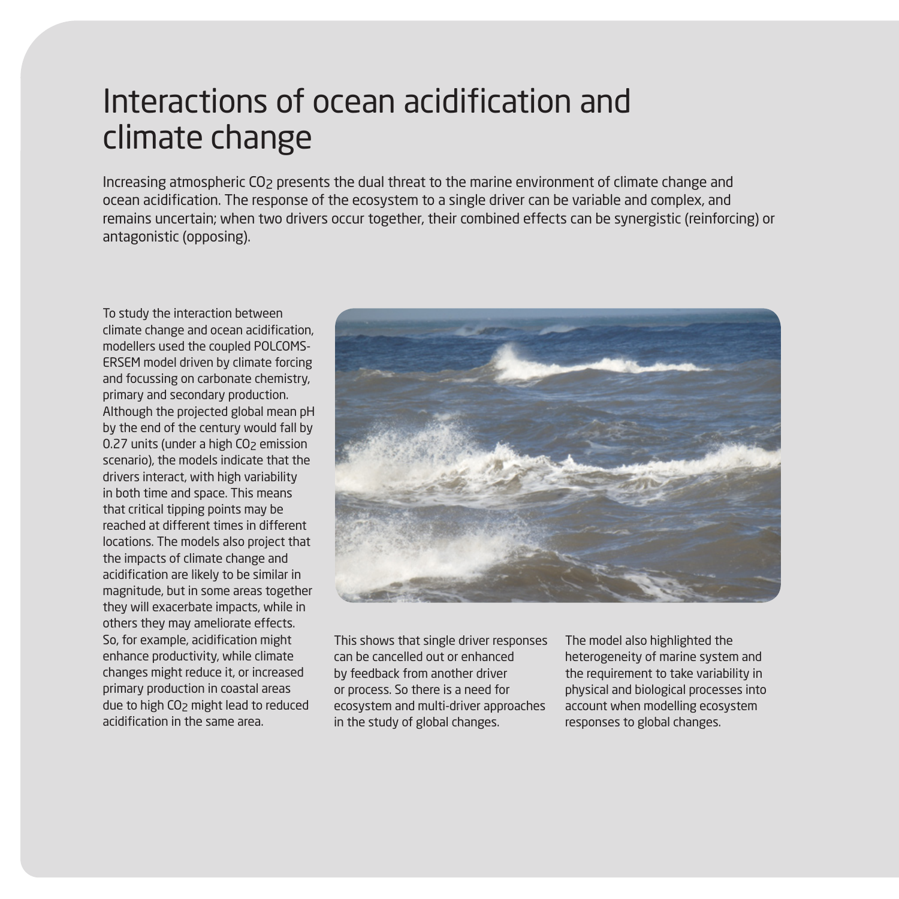# Interactions of ocean acidification and climate change

Increasing atmospheric $CO_2$ presents the dual threat to the marine environment of climate change and ocean acidification. The response of the ecosystem to a single driver can be variable and complex, and remains uncertain; when two drivers occur together, their combined effects can be synergistic (reinforcing) or antagonistic (opposing).

To study the interaction between climate change and ocean acidification, modellers used the coupled POLCOMS-ERSEM model driven by climate forcing and focussing on carbonate chemistry, primary and secondary production. Although the projected global mean pH by the end of the century would fall by 0.27 units (under a high $CO_2$ emission scenario), the models indicate that the drivers interact, with high variability in both time and space. This means that critical tipping points may be reached at different times in different locations. The models also project that the impacts of climate change and acidification are likely to be similar in magnitude, but in some areas together they will exacerbate impacts, while in others they may ameliorate effects. So, for example, acidification might enhance productivity, while climate changes might reduce it, or increased primary production in coastal areas due to high $CO_2$ might lead to reduced acidification in the same area.

This shows that single driver responses can be cancelled out or enhanced by feedback from another driver or process. So there is a need for ecosystem and multi-driver approaches in the study of global changes.

The model also highlighted the heterogeneity of marine system and the requirement to take variability in physical and biological processes into account when modelling ecosystem responses to global changes.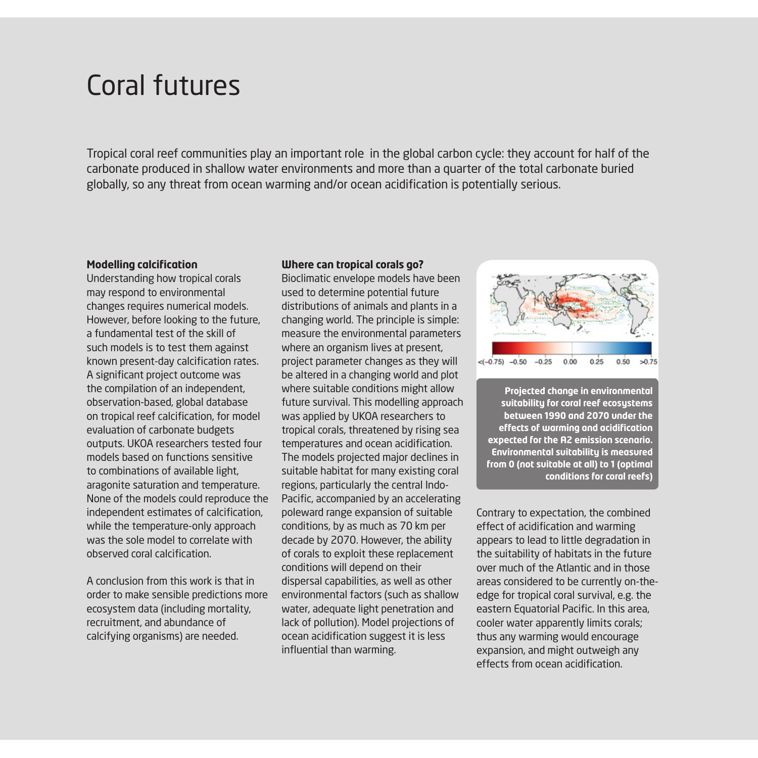# Coral futures

Tropical coral reef communities play an important role in the global carbon cycle: they account for half of the carbonate produced in shallow water environments and more than a quarter of the total carbonate buried globally, so any threat from ocean warming and/or ocean acidification is potentially serious.

**Modelling calcification**

Understanding how tropical corals may respond to environmental changes requires numerical models. However, before looking to the future, a fundamental test of the skill of such models is to test them against known present-day calcification rates. A significant project outcome was the compilation of an independent, observation-based, global database on tropical reef calcification, for model evaluation of carbonate budgets outputs. UKOA researchers tested four models based on functions sensitive to combinations of available light, aragonite saturation and temperature. None of the models could reproduce the independent estimates of calcification, while the temperature-only approach was the sole model to correlate with observed coral calcification.

A conclusion from this work is that in order to make sensible predictions more ecosystem data (including mortality, recruitment, and abundance of calcifying organisms) are needed.

**Where can tropical corals go?**

Bioclimatic envelope models have been used to determine potential future distributions of animals and plants in a changing world. The principle is simple: measure the environmental parameters where an organism lives at present, project parameter changes as they will be altered in a changing world and plot where suitable conditions might allow future survival. This modelling approach was applied by UKOA researchers to tropical corals, threatened by rising sea temperatures and ocean acidification. The models projected major declines in suitable habitat for many existing coral regions, particularly the central Indo-Pacific, accompanied by an accelerating poleward range expansion of suitable conditions, by as much as 70 km per decade by 2070. However, the ability of corals to exploit these replacement conditions will depend on their dispersal capabilities, as well as other environmental factors (such as shallow water, adequate light penetration and lack of pollution). Model projections of ocean acidification suggest it is less influential than warming.

**Projected change in environmental suitability for coral reef ecosystems between 1990 and 2070 under the effects of warming and acidification expected for the A2 emission scenario. Environmental suitability is measured from 0 (not suitable at all) to 1 (optimal conditions for coral reefs)**

Contrary to expectation, the combined effect of acidification and warming appears to lead to little degradation in the suitability of habitats in the future over much of the Atlantic and in those areas considered to be currently on-the-edge for tropical coral survival, e.g. the eastern Equatorial Pacific. In this area, cooler water apparently limits corals; thus any warming would encourage expansion, and might outweigh any effects from ocean acidification.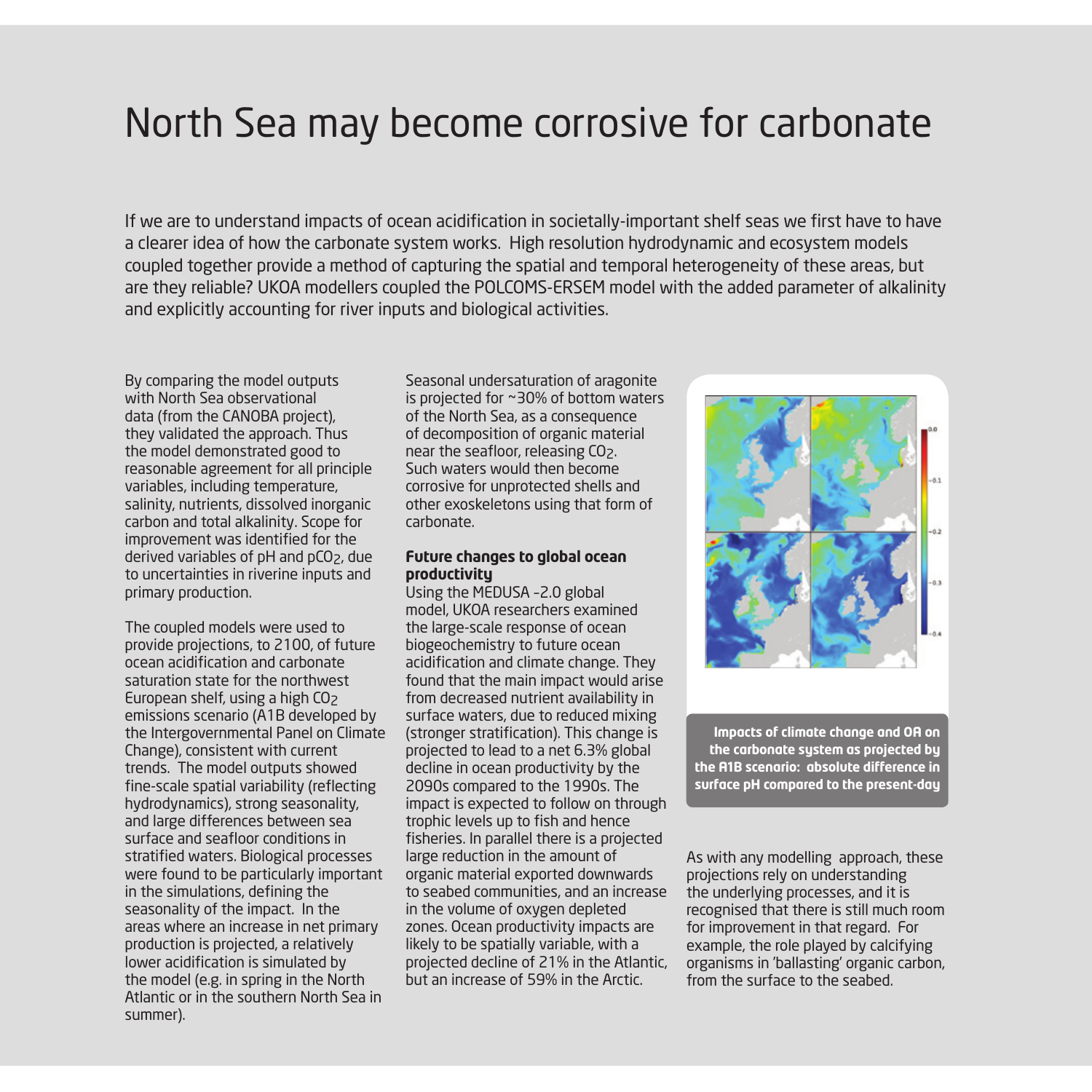# North Sea may become corrosive for carbonate

If we are to understand impacts of ocean acidification in societally-important shelf seas we first have to have a clearer idea of how the carbonate system works. High resolution hydrodynamic and ecosystem models coupled together provide a method of capturing the spatial and temporal heterogeneity of these areas, but are they reliable? UKOA modellers coupled the POLCOMS-ERSEM model with the added parameter of alkalinity and explicitly accounting for river inputs and biological activities.

By comparing the model outputs with North Sea observational data (from the CANOBA project), they validated the approach. Thus the model demonstrated good to reasonable agreement for all principle variables, including temperature, salinity, nutrients, dissolved inorganic carbon and total alkalinity. Scope for improvement was identified for the derived variables of pH and $pCO_2$, due to uncertainties in riverine inputs and primary production.

The coupled models were used to provide projections, to 2100, of future ocean acidification and carbonate saturation state for the northwest European shelf, using a high $CO_2$ emissions scenario (A1B developed by the Intergovernmental Panel on Climate Change), consistent with current trends. The model outputs showed fine-scale spatial variability (reflecting hydrodynamics), strong seasonality, and large differences between sea surface and seafloor conditions in stratified waters. Biological processes were found to be particularly important in the simulations, defining the seasonality of the impact. In the areas where an increase in net primary production is projected, a relatively lower acidification is simulated by the model (e.g. in spring in the North Atlantic or in the southern North Sea in summer).

Seasonal undersaturation of aragonite is projected for ~30% of bottom waters of the North Sea, as a consequence of decomposition of organic material near the seafloor, releasing $CO_2$. Such waters would then become corrosive for unprotected shells and other exoskeletons using that form of carbonate.

**Future changes to global ocean productivity**

Using the MEDUSA -2.0 global model, UKOA researchers examined the large-scale response of ocean biogeochemistry to future ocean acidification and climate change. They found that the main impact would arise from decreased nutrient availability in surface waters, due to reduced mixing (stronger stratification). This change is projected to lead to a net 6.3% global decline in ocean productivity by the 2090s compared to the 1990s. The impact is expected to follow on through trophic levels up to fish and hence fisheries. In parallel there is a projected large reduction in the amount of organic material exported downwards to seabed communities, and an increase in the volume of oxygen depleted zones. Ocean productivity impacts are likely to be spatially variable, with a projected decline of 21% in the Atlantic, but an increase of 59% in the Arctic.

**Impacts of climate change and OA on the carbonate system as projected by the A1B scenario: absolute difference in surface pH compared to the present-day**

As with any modelling approach, these projections rely on understanding the underlying processes, and it is recognised that there is still much room for improvement in that regard. For example, the role played by calcifying organisms in 'ballasting' organic carbon, from the surface to the seabed.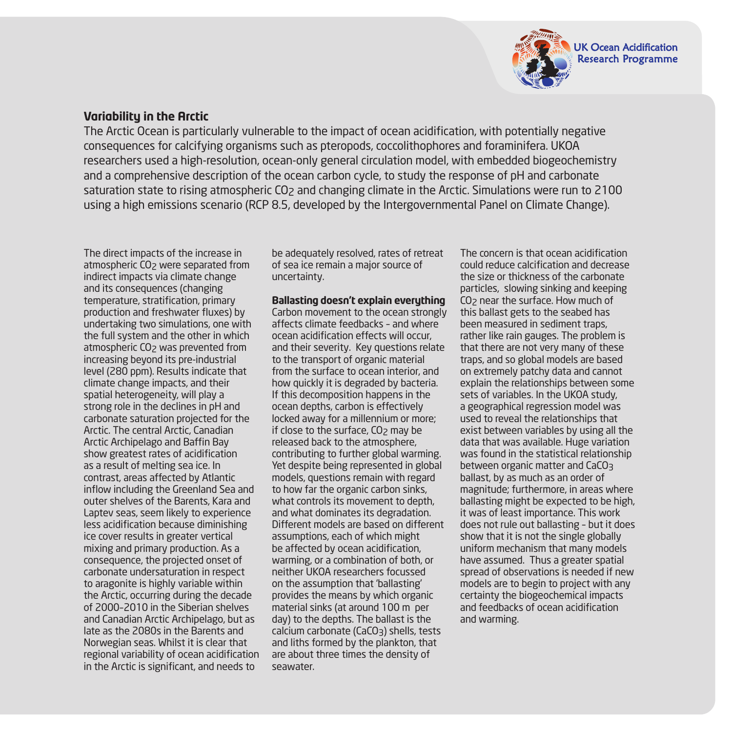## Variability in the Arctic

The Arctic Ocean is particularly vulnerable to the impact of ocean acidification, with potentially negative consequences for calcifying organisms such as pteropods, coccolithophores and foraminifera. UKOA researchers used a high-resolution, ocean-only general circulation model, with embedded biogeochemistry and a comprehensive description of the ocean carbon cycle, to study the response of pH and carbonate saturation state to rising atmospheric $CO_2$ and changing climate in the Arctic. Simulations were run to 2100 using a high emissions scenario (RCP 8.5, developed by the Intergovernmental Panel on Climate Change).

The direct impacts of the increase in atmospheric $CO_2$ were separated from indirect impacts via climate change and its consequences (changing temperature, stratification, primary production and freshwater fluxes) by undertaking two simulations, one with the full system and the other in which atmospheric $CO_2$ was prevented from increasing beyond its pre-industrial level (280 ppm). Results indicate that climate change impacts, and their spatial heterogeneity, will play a strong role in the declines in pH and carbonate saturation projected for the Arctic. The central Arctic, Canadian Arctic Archipelago and Baffin Bay show greatest rates of acidification as a result of melting sea ice. In contrast, areas affected by Atlantic inflow including the Greenland Sea and outer shelves of the Barents, Kara and Laptev seas, seem likely to experience less acidification because diminishing ice cover results in greater vertical mixing and primary production. As a consequence, the projected onset of carbonate undersaturation in respect to aragonite is highly variable within the Arctic, occurring during the decade of 2000-2010 in the Siberian shelves and Canadian Arctic Archipelago, but as late as the 2080s in the Barents and Norwegian seas. Whilst it is clear that regional variability of ocean acidification in the Arctic is significant, and needs to be adequately resolved, rates of retreat of sea ice remain a major source of uncertainty.

### Ballasting doesn't explain everything

Carbon movement to the ocean strongly affects climate feedbacks – and where ocean acidification effects will occur, and their severity. Key questions relate to the transport of organic material from the surface to ocean interior, and how quickly it is degraded by bacteria. If this decomposition happens in the ocean depths, carbon is effectively locked away for a millennium or more; if close to the surface, $CO_2$ may be released back to the atmosphere, contributing to further global warming. Yet despite being represented in global models, questions remain with regard to how far the organic carbon sinks, what controls its movement to depth, and what dominates its degradation. Different models are based on different assumptions, each of which might be affected by ocean acidification, warming, or a combination of both, or neither UKOA researchers focussed on the assumption that 'ballasting' provides the means by which organic material sinks (at around 100 m per day) to the depths. The ballast is the calcium carbonate ($CaCO_3$) shells, tests and liths formed by the plankton, that are about three times the density of seawater.

The concern is that ocean acidification could reduce calcification and decrease the size or thickness of the carbonate particles, slowing sinking and keeping $CO_2$ near the surface. How much of this ballast gets to the seabed has been measured in sediment traps, rather like rain gauges. The problem is that there are not very many of these traps, and so global models are based on extremely patchy data and cannot explain the relationships between some sets of variables. In the UKOA study, a geographical regression model was used to reveal the relationships that exist between variables by using all the data that was available. Huge variation was found in the statistical relationship between organic matter and $CaCO_3$ ballast, by as much as an order of magnitude; furthermore, in areas where ballasting might be expected to be high, it was of least importance. This work does not rule out ballasting – but it does show that it is not the single globally uniform mechanism that many models have assumed. Thus a greater spatial spread of observations is needed if new models are to begin to project with any certainty the biogeochemical impacts and feedbacks of ocean acidification and warming.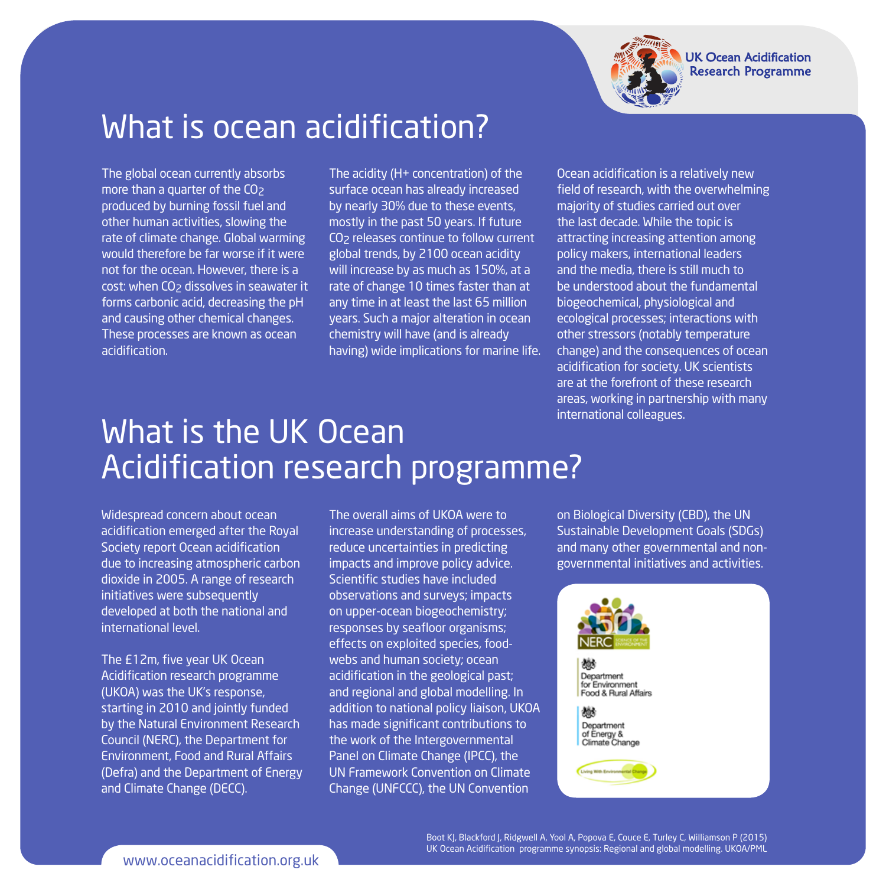UK Ocean Acidification Research Programme

# What is ocean acidification?

The global ocean currently absorbs more than a quarter of the $CO_2$ produced by burning fossil fuel and other human activities, slowing the rate of climate change. Global warming would therefore be far worse if it were not for the ocean. However, there is a cost: when $CO_2$ dissolves in seawater it forms carbonic acid, decreasing the pH and causing other chemical changes. These processes are known as ocean acidification.

The acidity (H+ concentration) of the surface ocean has already increased by nearly 30% due to these events, mostly in the past 50 years. If future $CO_2$ releases continue to follow current global trends, by 2100 ocean acidity will increase by as much as 150%, at a rate of change 10 times faster than at any time in at least the last 65 million years. Such a major alteration in ocean chemistry will have (and is already having) wide implications for marine life.

Ocean acidification is a relatively new field of research, with the overwhelming majority of studies carried out over the last decade. While the topic is attracting increasing attention among policy makers, international leaders and the media, there is still much to be understood about the fundamental biogeochemical, physiological and ecological processes; interactions with other stressors (notably temperature change) and the consequences of ocean acidification for society. UK scientists are at the forefront of these research areas, working in partnership with many international colleagues.

# What is the UK Ocean Acidification research programme?

Widespread concern about ocean acidification emerged after the Royal Society report Ocean acidification due to increasing atmospheric carbon dioxide in 2005. A range of research initiatives were subsequently developed at both the national and international level.

The £12m, five year UK Ocean Acidification research programme (UKOA) was the UK's response, starting in 2010 and jointly funded by the Natural Environment Research Council (NERC), the Department for Environment, Food and Rural Affairs (Defra) and the Department of Energy and Climate Change (DECC).

The overall aims of UKOA were to increase understanding of processes, reduce uncertainties in predicting impacts and improve policy advice. Scientific studies have included observations and surveys; impacts on upper-ocean biogeochemistry; responses by seafloor organisms; effects on exploited species, food-webs and human society; ocean acidification in the geological past; and regional and global modelling. In addition to national policy liaison, UKOA has made significant contributions to the work of the Intergovernmental Panel on Climate Change (IPCC), the UN Framework Convention on Climate Change (UNFCCC), the UN Convention on Biological Diversity (CBD), the UN Sustainable Development Goals (SDGs) and many other governmental and non-governmental initiatives and activities.

NERC Science of the Environment

Department for Environment Food & Rural Affairs

Department of Energy & Climate Change

Living With Environmental Change

Boot KJ, Blackford J, Ridgwell A, Yool A, Popova E, Couce E, Turley C, Williamson P (2015) UK Ocean Acidification programme synopsis: Regional and global modelling. UKOA/PML

www.oceanacidification.org.uk